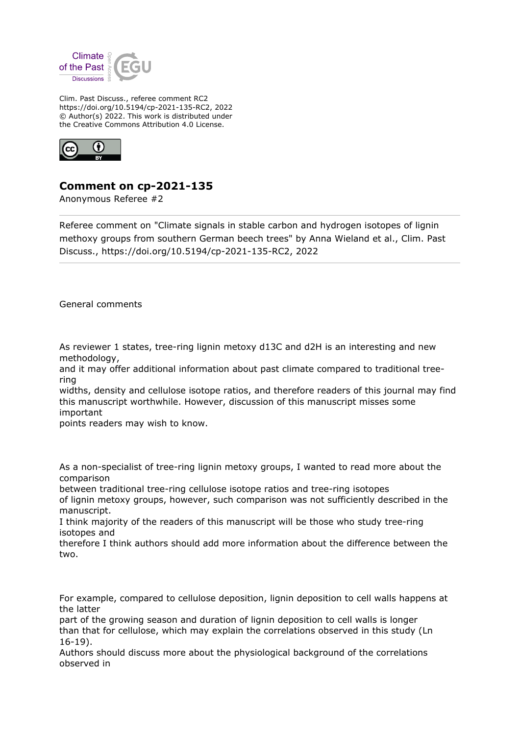Clim. Past Discuss., referee comment RC2
https://doi.org/10.5194/cp-2021-135-RC2, 2022
© Author(s) 2022. This work is distributed under
the Creative Commons Attribution 4.0 License.

# Comment on cp-2021-135

Anonymous Referee #2

Referee comment on "Climate signals in stable carbon and hydrogen isotopes of lignin methoxy groups from southern German beech trees" by Anna Wieland et al., Clim. Past Discuss., https://doi.org/10.5194/cp-2021-135-RC2, 2022

General comments

As reviewer 1 states, tree-ring lignin metoxy d13C and d2H is an interesting and new methodology,
and it may offer additional information about past climate compared to traditional tree-ring
widths, density and cellulose isotope ratios, and therefore readers of this journal may find this manuscript worthwhile. However, discussion of this manuscript misses some important
points readers may wish to know.

As a non-specialist of tree-ring lignin metoxy groups, I wanted to read more about the comparison
between traditional tree-ring cellulose isotope ratios and tree-ring isotopes
of lignin metoxy groups, however, such comparison was not sufficiently described in the manuscript.
I think majority of the readers of this manuscript will be those who study tree-ring isotopes and
therefore I think authors should add more information about the difference between the two.

For example, compared to cellulose deposition, lignin deposition to cell walls happens at the latter
part of the growing season and duration of lignin deposition to cell walls is longer
than that for cellulose, which may explain the correlations observed in this study (Ln 16-19).
Authors should discuss more about the physiological background of the correlations observed in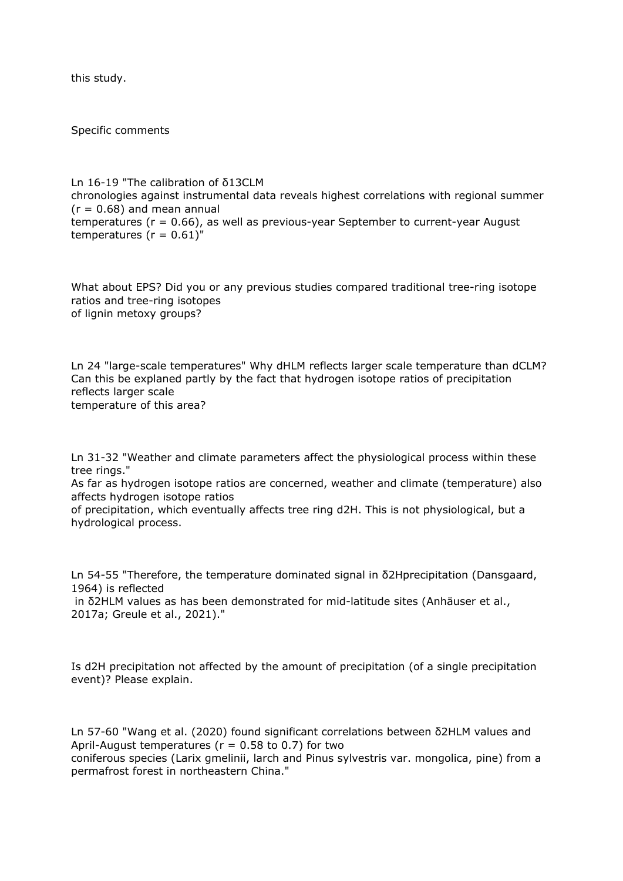this study.

Specific comments

Ln 16-19 "The calibration of $\delta^{13}C_{LM}$ chronologies against instrumental data reveals highest correlations with regional summer ($r = 0.68$) and mean annual temperatures ($r = 0.66$), as well as previous-year September to current-year August temperatures ($r = 0.61$)"

What about EPS? Did you or any previous studies compared traditional tree-ring isotope ratios and tree-ring isotopes of lignin metoxy groups?

Ln 24 "large-scale temperatures" Why dHLM reflects larger scale temperature than dCLM? Can this be explaned partly by the fact that hydrogen isotope ratios of precipitation reflects larger scale temperature of this area?

Ln 31-32 "Weather and climate parameters affect the physiological process within these tree rings."

As far as hydrogen isotope ratios are concerned, weather and climate (temperature) also affects hydrogen isotope ratios of precipitation, which eventually affects tree ring d2H. This is not physiological, but a hydrological process.

Ln 54-55 "Therefore, the temperature dominated signal in $\delta^2H_{precipitation}$ (Dansgaard, 1964) is reflected in $\delta^2H_{LM}$ values as has been demonstrated for mid-latitude sites (Anhäuser et al., 2017a; Greule et al., 2021)."

Is d2H precipitation not affected by the amount of precipitation (of a single precipitation event)? Please explain.

Ln 57-60 "Wang et al. (2020) found significant correlations between $\delta^2H_{LM}$ values and April-August temperatures ($r = 0.58$ to $0.7$) for two coniferous species (Larix gmelinii, larch and Pinus sylvestris var. mongolica, pine) from a permafrost forest in northeastern China."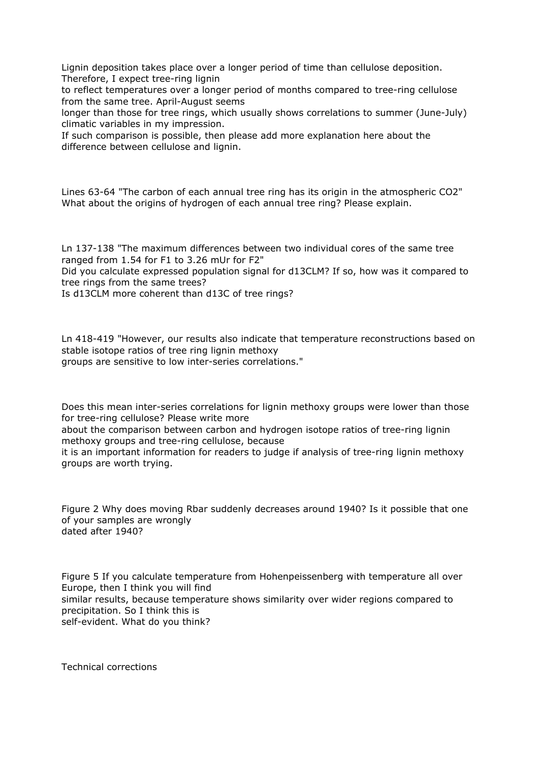Lignin deposition takes place over a longer period of time than cellulose deposition. Therefore, I expect tree-ring lignin
to reflect temperatures over a longer period of months compared to tree-ring cellulose from the same tree. April-August seems
longer than those for tree rings, which usually shows correlations to summer (June-July) climatic variables in my impression.
If such comparison is possible, then please add more explanation here about the difference between cellulose and lignin.

Lines 63-64 "The carbon of each annual tree ring has its origin in the atmospheric CO2"
What about the origins of hydrogen of each annual tree ring? Please explain.

Ln 137-138 "The maximum differences between two individual cores of the same tree ranged from 1.54 for F1 to 3.26 mUr for F2"
Did you calculate expressed population signal for d13CLM? If so, how was it compared to tree rings from the same trees?
Is d13CLM more coherent than d13C of tree rings?

Ln 418-419 "However, our results also indicate that temperature reconstructions based on stable isotope ratios of tree ring lignin methoxy
groups are sensitive to low inter-series correlations."

Does this mean inter-series correlations for lignin methoxy groups were lower than those for tree-ring cellulose? Please write more
about the comparison between carbon and hydrogen isotope ratios of tree-ring lignin methoxy groups and tree-ring cellulose, because
it is an important information for readers to judge if analysis of tree-ring lignin methoxy groups are worth trying.

Figure 2 Why does moving Rbar suddenly decreases around 1940? Is it possible that one of your samples are wrongly
dated after 1940?

Figure 5 If you calculate temperature from Hohenpeissenberg with temperature all over Europe, then I think you will find
similar results, because temperature shows similarity over wider regions compared to precipitation. So I think this is
self-evident. What do you think?

Technical corrections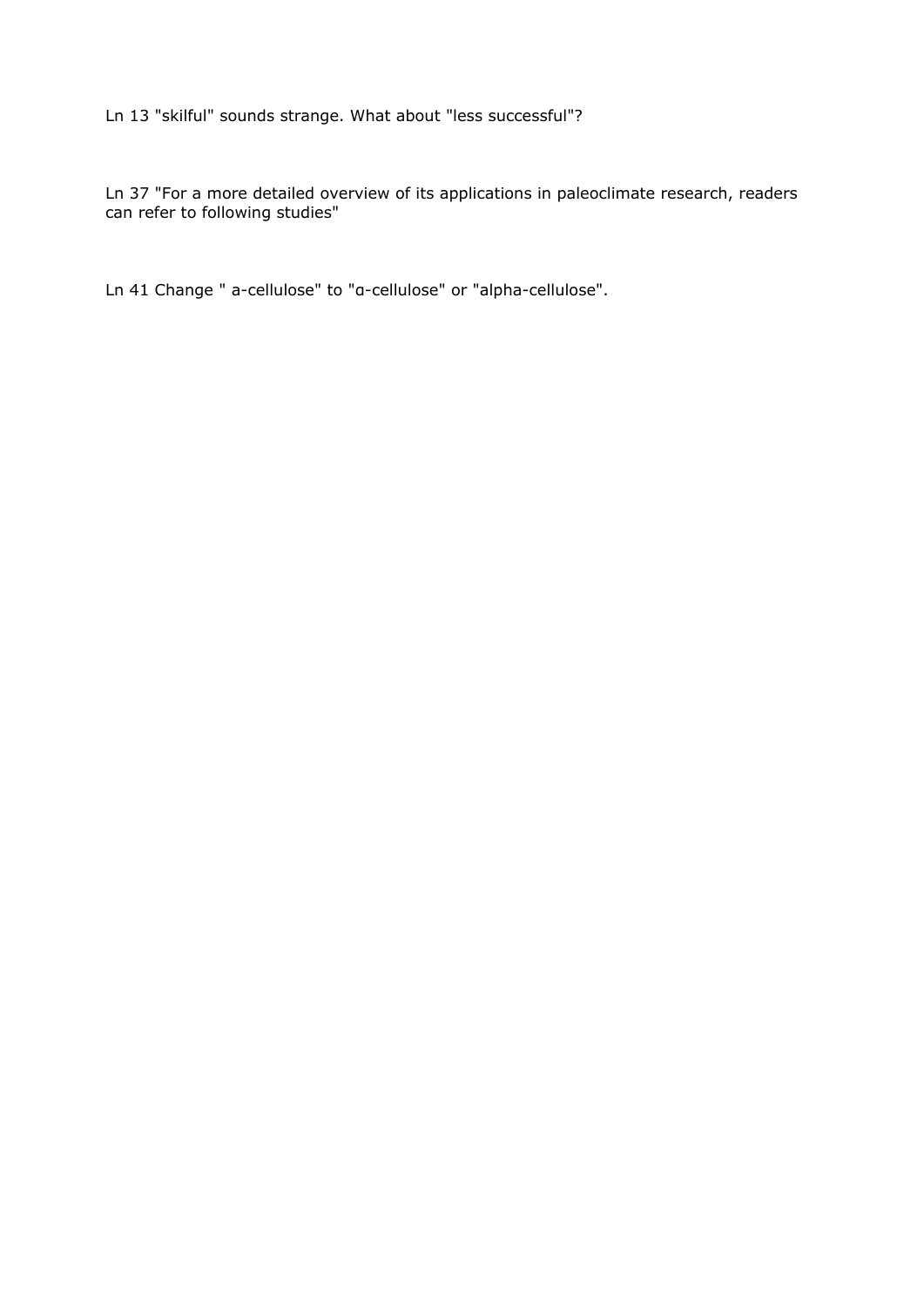Ln 13 "skilful" sounds strange. What about "less successful"?

Ln 37 "For a more detailed overview of its applications in paleoclimate research, readers can refer to following studies"

Ln 41 Change " a-cellulose" to "α-cellulose" or "alpha-cellulose".